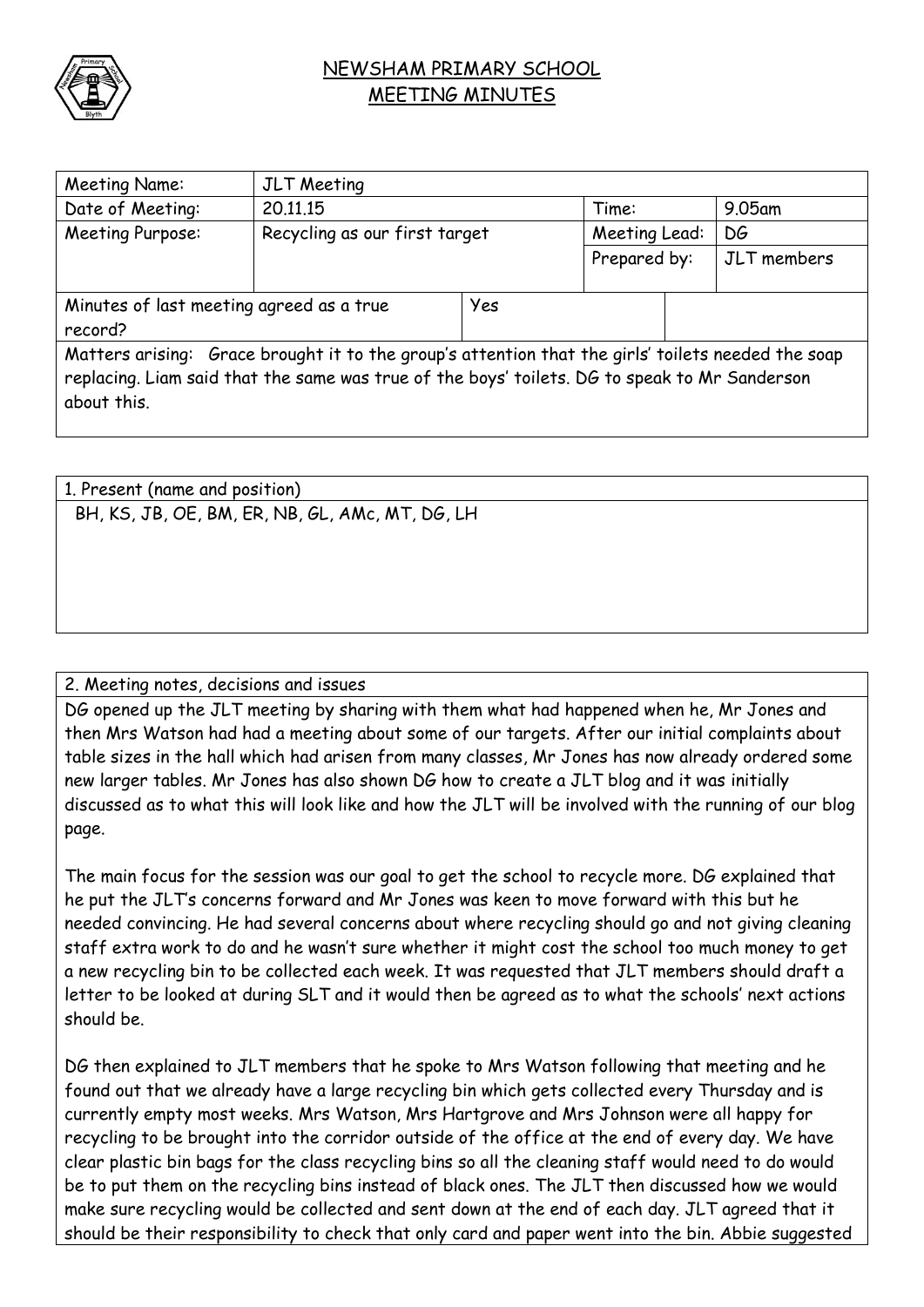# NEWSHAM PRIMARY SCHOOL
## MEETING MINUTES

| Meeting Name: | JLT Meeting | | | |
|---|---|---|---|---|
| Date of Meeting: | 20.11.15 | | Time: | 9.05am |
| Meeting Purpose: | Recycling as our first target | | Meeting Lead: | DG |
| | | | Prepared by: | JLT members |
| Minutes of last meeting agreed as a true record? | | Yes | | |

Matters arising: Grace brought it to the group's attention that the girls' toilets needed the soap replacing. Liam said that the same was true of the boys' toilets. DG to speak to Mr Sanderson about this.

**1. Present (name and position)**

BH, KS, JB, OE, BM, ER, NB, GL, AMc, MT, DG, LH

**2. Meeting notes, decisions and issues**

DG opened up the JLT meeting by sharing with them what had happened when he, Mr Jones and then Mrs Watson had had a meeting about some of our targets. After our initial complaints about table sizes in the hall which had arisen from many classes, Mr Jones has now already ordered some new larger tables. Mr Jones has also shown DG how to create a JLT blog and it was initially discussed as to what this will look like and how the JLT will be involved with the running of our blog page.

The main focus for the session was our goal to get the school to recycle more. DG explained that he put the JLT's concerns forward and Mr Jones was keen to move forward with this but he needed convincing. He had several concerns about where recycling should go and not giving cleaning staff extra work to do and he wasn't sure whether it might cost the school too much money to get a new recycling bin to be collected each week. It was requested that JLT members should draft a letter to be looked at during SLT and it would then be agreed as to what the schools' next actions should be.

DG then explained to JLT members that he spoke to Mrs Watson following that meeting and he found out that we already have a large recycling bin which gets collected every Thursday and is currently empty most weeks. Mrs Watson, Mrs Hartgrove and Mrs Johnson were all happy for recycling to be brought into the corridor outside of the office at the end of every day. We have clear plastic bin bags for the class recycling bins so all the cleaning staff would need to do would be to put them on the recycling bins instead of black ones. The JLT then discussed how we would make sure recycling would be collected and sent down at the end of each day. JLT agreed that it should be their responsibility to check that only card and paper went into the bin. Abbie suggested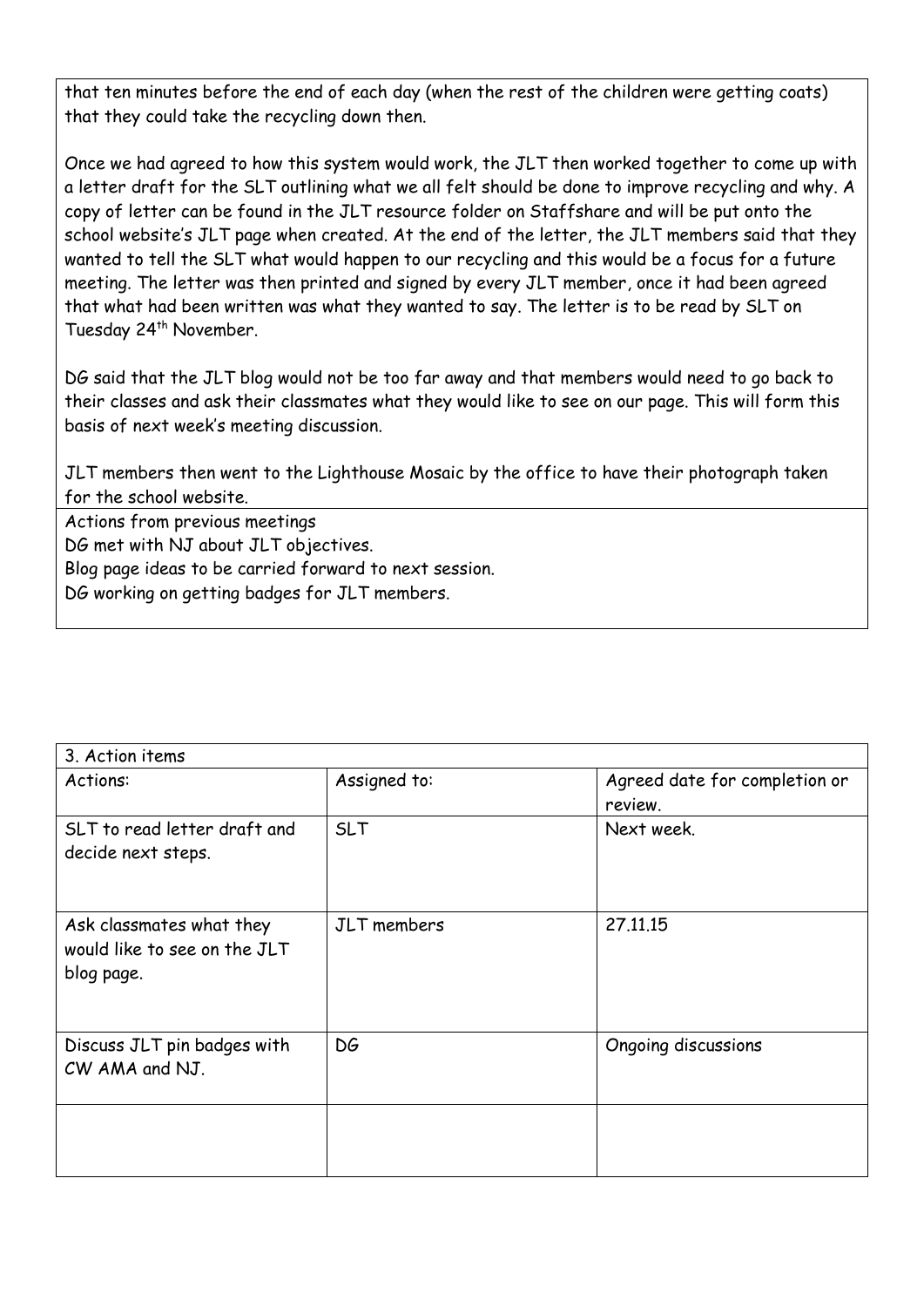that ten minutes before the end of each day (when the rest of the children were getting coats) that they could take the recycling down then.

Once we had agreed to how this system would work, the JLT then worked together to come up with a letter draft for the SLT outlining what we all felt should be done to improve recycling and why. A copy of letter can be found in the JLT resource folder on Staffshare and will be put onto the school website's JLT page when created. At the end of the letter, the JLT members said that they wanted to tell the SLT what would happen to our recycling and this would be a focus for a future meeting. The letter was then printed and signed by every JLT member, once it had been agreed that what had been written was what they wanted to say. The letter is to be read by SLT on Tuesday 24th November.

DG said that the JLT blog would not be too far away and that members would need to go back to their classes and ask their classmates what they would like to see on our page. This will form this basis of next week's meeting discussion.

JLT members then went to the Lighthouse Mosaic by the office to have their photograph taken for the school website.

Actions from previous meetings

DG met with NJ about JLT objectives.

Blog page ideas to be carried forward to next session.

DG working on getting badges for JLT members.

3. Action items

| Actions: | Assigned to: | Agreed date for completion or review. |
|---|---|---|
| SLT to read letter draft and decide next steps. | SLT | Next week. |
| Ask classmates what they would like to see on the JLT blog page. | JLT members | 27.11.15 |
| Discuss JLT pin badges with CW AMA and NJ. | DG | Ongoing discussions |
| | | |